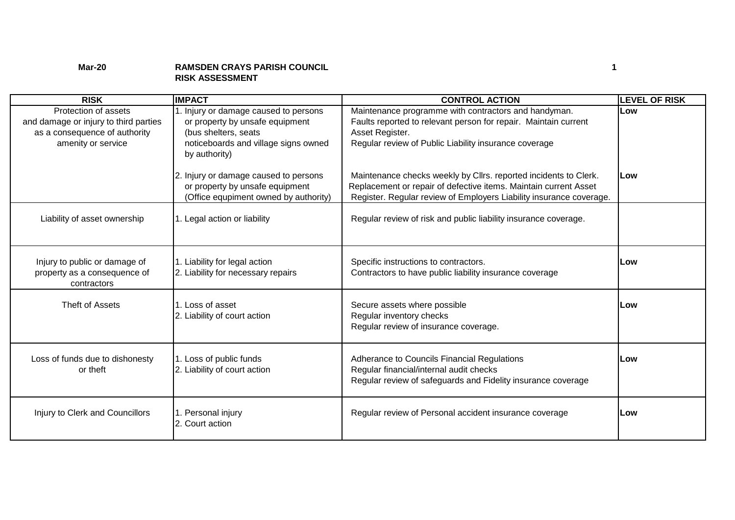**Mar-20** **RAMSDEN CRAYS PARISH COUNCIL**
**RISK ASSESSMENT**

| RISK | IMPACT | CONTROL ACTION | LEVEL OF RISK |
|---|---|---|---|
| Protection of assets and damage or injury to third parties as a consequence of authority amenity or service | 1. Injury or damage caused to persons or property by unsafe equipment (bus shelters, seats noticeboards and village signs owned by authority) | Maintenance programme with contractors and handyman. Faults reported to relevant person for repair. Maintain current Asset Register. Regular review of Public Liability insurance coverage | Low |
| | 2. Injury or damage caused to persons or property by unsafe equipment (Office equipment owned by authority) | Maintenance checks weekly by Cllrs. reported incidents to Clerk. Replacement or repair of defective items. Maintain current Asset Register. Regular review of Employers Liability insurance coverage. | Low |
| Liability of asset ownership | 1. Legal action or liability | Regular review of risk and public liability insurance coverage. | |
| Injury to public or damage of property as a consequence of contractors | 1. Liability for legal action<br>2. Liability for necessary repairs | Specific instructions to contractors.<br>Contractors to have public liability insurance coverage | Low |
| Theft of Assets | 1. Loss of asset<br>2. Liability of court action | Secure assets where possible<br>Regular inventory checks<br>Regular review of insurance coverage. | Low |
| Loss of funds due to dishonesty or theft | 1. Loss of public funds<br>2. Liability of court action | Adherance to Councils Financial Regulations<br>Regular financial/internal audit checks<br>Regular review of safeguards and Fidelity insurance coverage | Low |
| Injury to Clerk and Councillors | 1. Personal injury<br>2. Court action | Regular review of Personal accident insurance coverage | Low |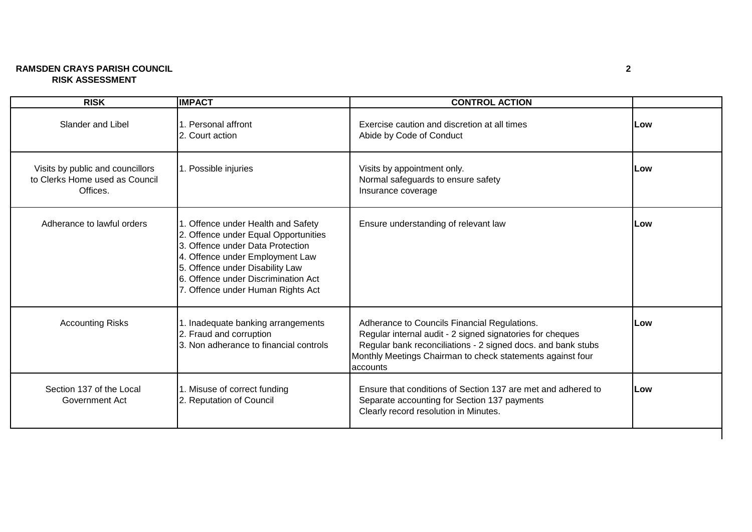**RAMSDEN CRAYS PARISH COUNCIL**
**RISK ASSESSMENT**

| RISK | IMPACT | CONTROL ACTION | |
|---|---|---|---|
| Slander and Libel | 1. Personal affront<br>2. Court action | Exercise caution and discretion at all times<br>Abide by Code of Conduct | **Low** |
| Visits by public and councillors to Clerks Home used as Council Offices. | 1. Possible injuries | Visits by appointment only.<br>Normal safeguards to ensure safety<br>Insurance coverage | **Low** |
| Adherance to lawful orders | 1. Offence under Health and Safety<br>2. Offence under Equal Opportunities<br>3. Offence under Data Protection<br>4. Offence under Employment Law<br>5. Offence under Disability Law<br>6. Offence under Discrimination Act<br>7. Offence under Human Rights Act | Ensure understanding of relevant law | **Low** |
| Accounting Risks | 1. Inadequate banking arrangements<br>2. Fraud and corruption<br>3. Non adherance to financial controls | Adherance to Councils Financial Regulations.<br>Regular internal audit - 2 signed signatories for cheques<br>Regular bank reconciliations - 2 signed docs. and bank stubs<br>Monthly Meetings Chairman to check statements against four accounts | **Low** |
| Section 137 of the Local Government Act | 1. Misuse of correct funding<br>2. Reputation of Council | Ensure that conditions of Section 137 are met and adhered to<br>Separate accounting for Section 137 payments<br>Clearly record resolution in Minutes. | **Low** |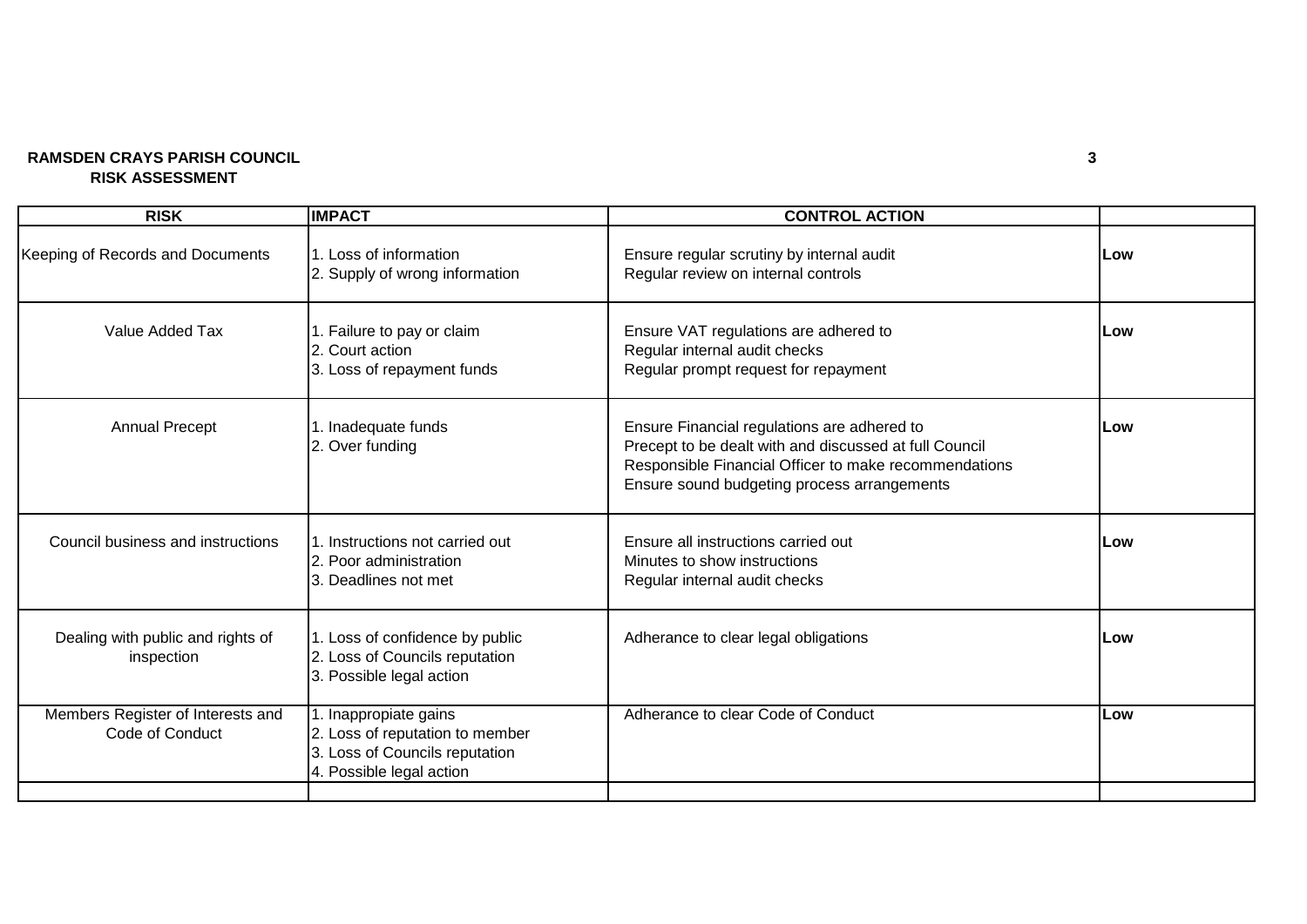**RAMSDEN CRAYS PARISH COUNCIL**
**RISK ASSESSMENT**

| RISK | IMPACT | CONTROL ACTION | |
|---|---|---|---|
| Keeping of Records and Documents | 1. Loss of information<br>2. Supply of wrong information | Ensure regular scrutiny by internal audit<br>Regular review on internal controls | **Low** |
| Value Added Tax | 1. Failure to pay or claim<br>2. Court action<br>3. Loss of repayment funds | Ensure VAT regulations are adhered to<br>Regular internal audit checks<br>Regular prompt request for repayment | **Low** |
| Annual Precept | 1. Inadequate funds<br>2. Over funding | Ensure Financial regulations are adhered to<br>Precept to be dealt with and discussed at full Council<br>Responsible Financial Officer to make recommendations<br>Ensure sound budgeting process arrangements | **Low** |
| Council business and instructions | 1. Instructions not carried out<br>2. Poor administration<br>3. Deadlines not met | Ensure all instructions carried out<br>Minutes to show instructions<br>Regular internal audit checks | **Low** |
| Dealing with public and rights of inspection | 1. Loss of confidence by public<br>2. Loss of Councils reputation<br>3. Possible legal action | Adherance to clear legal obligations | **Low** |
| Members Register of Interests and Code of Conduct | 1. Inappropiate gains<br>2. Loss of reputation to member<br>3. Loss of Councils reputation<br>4. Possible legal action | Adherance to clear Code of Conduct | **Low** |
| | | | |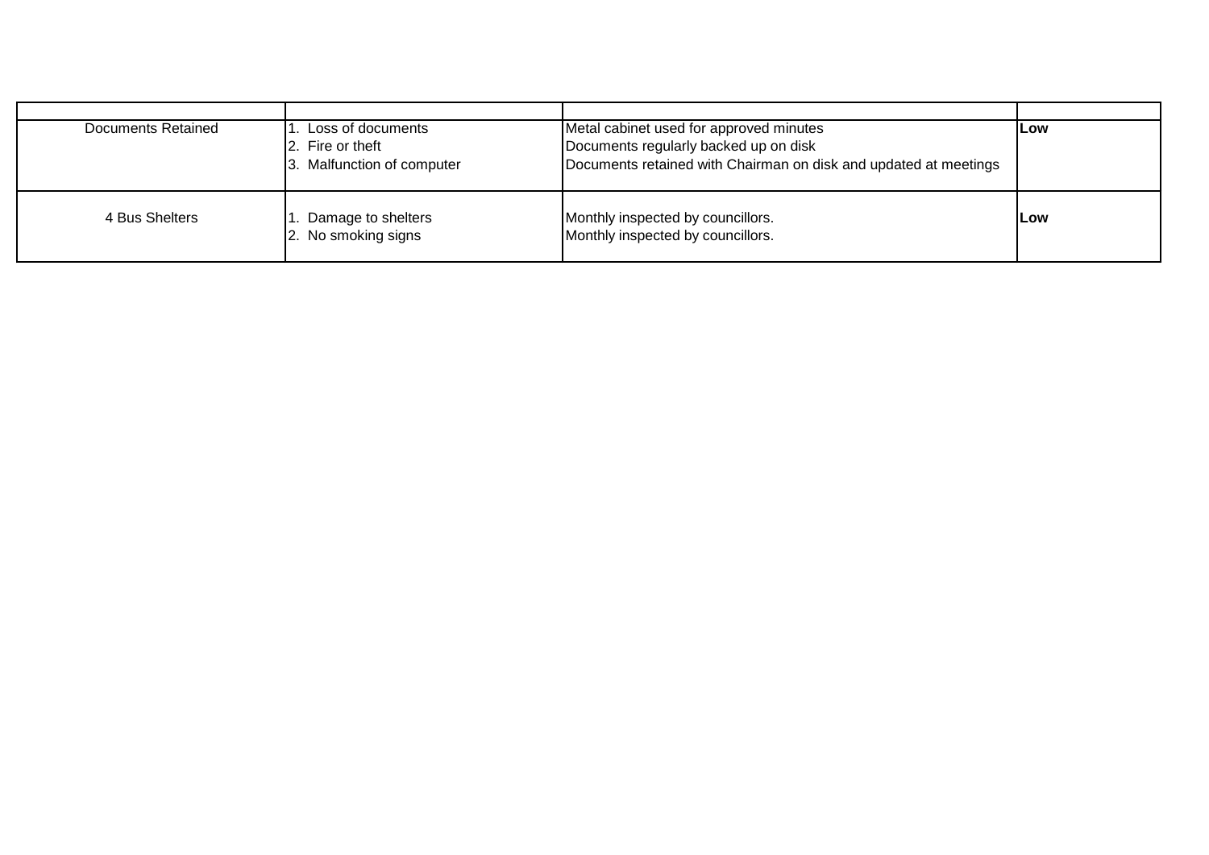| | | | |
|---|---|---|---|
| Documents Retained | 1. Loss of documents<br>2. Fire or theft<br>3. Malfunction of computer | Metal cabinet used for approved minutes<br>Documents regularly backed up on disk<br>Documents retained with Chairman on disk and updated at meetings | **Low** |
| 4 Bus Shelters | 1. Damage to shelters<br>2. No smoking signs | Monthly inspected by councillors.<br>Monthly inspected by councillors. | **Low** |